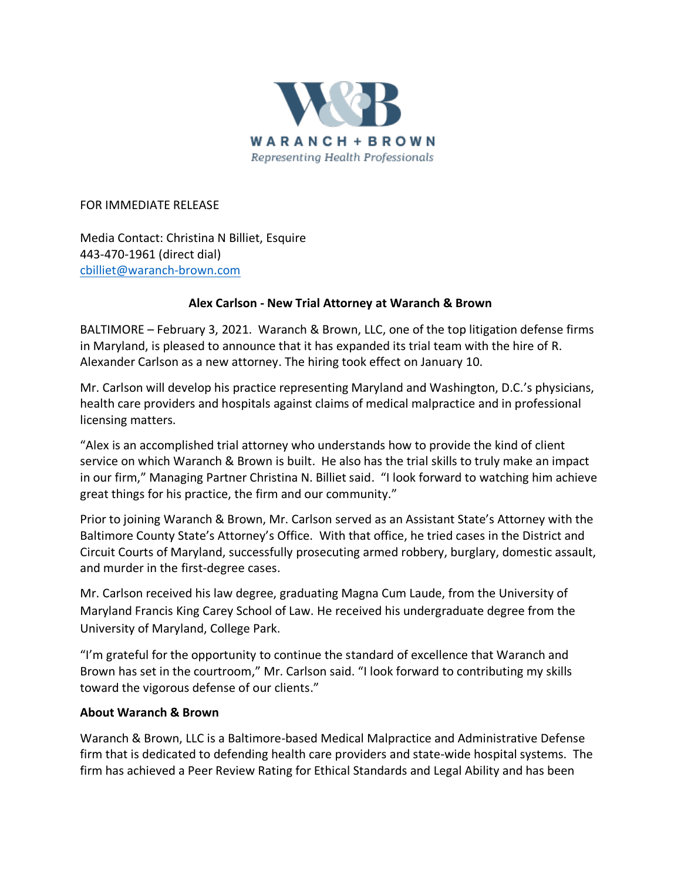W&B

WARANCH + BROWN

*Representing Health Professionals*

FOR IMMEDIATE RELEASE

Media Contact: Christina N Billiet, Esquire
443-470-1961 (direct dial)
cbilliet@waranch-brown.com

**Alex Carlson - New Trial Attorney at Waranch & Brown**

BALTIMORE – February 3, 2021. Waranch & Brown, LLC, one of the top litigation defense firms in Maryland, is pleased to announce that it has expanded its trial team with the hire of R. Alexander Carlson as a new attorney. The hiring took effect on January 10.

Mr. Carlson will develop his practice representing Maryland and Washington, D.C.'s physicians, health care providers and hospitals against claims of medical malpractice and in professional licensing matters.

"Alex is an accomplished trial attorney who understands how to provide the kind of client service on which Waranch & Brown is built. He also has the trial skills to truly make an impact in our firm," Managing Partner Christina N. Billiet said. "I look forward to watching him achieve great things for his practice, the firm and our community."

Prior to joining Waranch & Brown, Mr. Carlson served as an Assistant State's Attorney with the Baltimore County State's Attorney's Office. With that office, he tried cases in the District and Circuit Courts of Maryland, successfully prosecuting armed robbery, burglary, domestic assault, and murder in the first-degree cases.

Mr. Carlson received his law degree, graduating Magna Cum Laude, from the University of Maryland Francis King Carey School of Law. He received his undergraduate degree from the University of Maryland, College Park.

"I'm grateful for the opportunity to continue the standard of excellence that Waranch and Brown has set in the courtroom," Mr. Carlson said. "I look forward to contributing my skills toward the vigorous defense of our clients."

**About Waranch & Brown**

Waranch & Brown, LLC is a Baltimore-based Medical Malpractice and Administrative Defense firm that is dedicated to defending health care providers and state-wide hospital systems. The firm has achieved a Peer Review Rating for Ethical Standards and Legal Ability and has been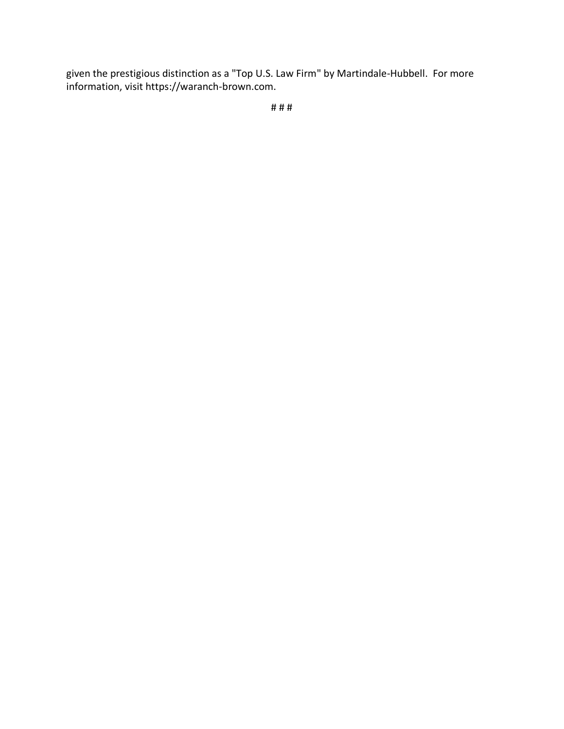given the prestigious distinction as a "Top U.S. Law Firm" by Martindale-Hubbell.  For more information, visit https://waranch-brown.com.

# # #